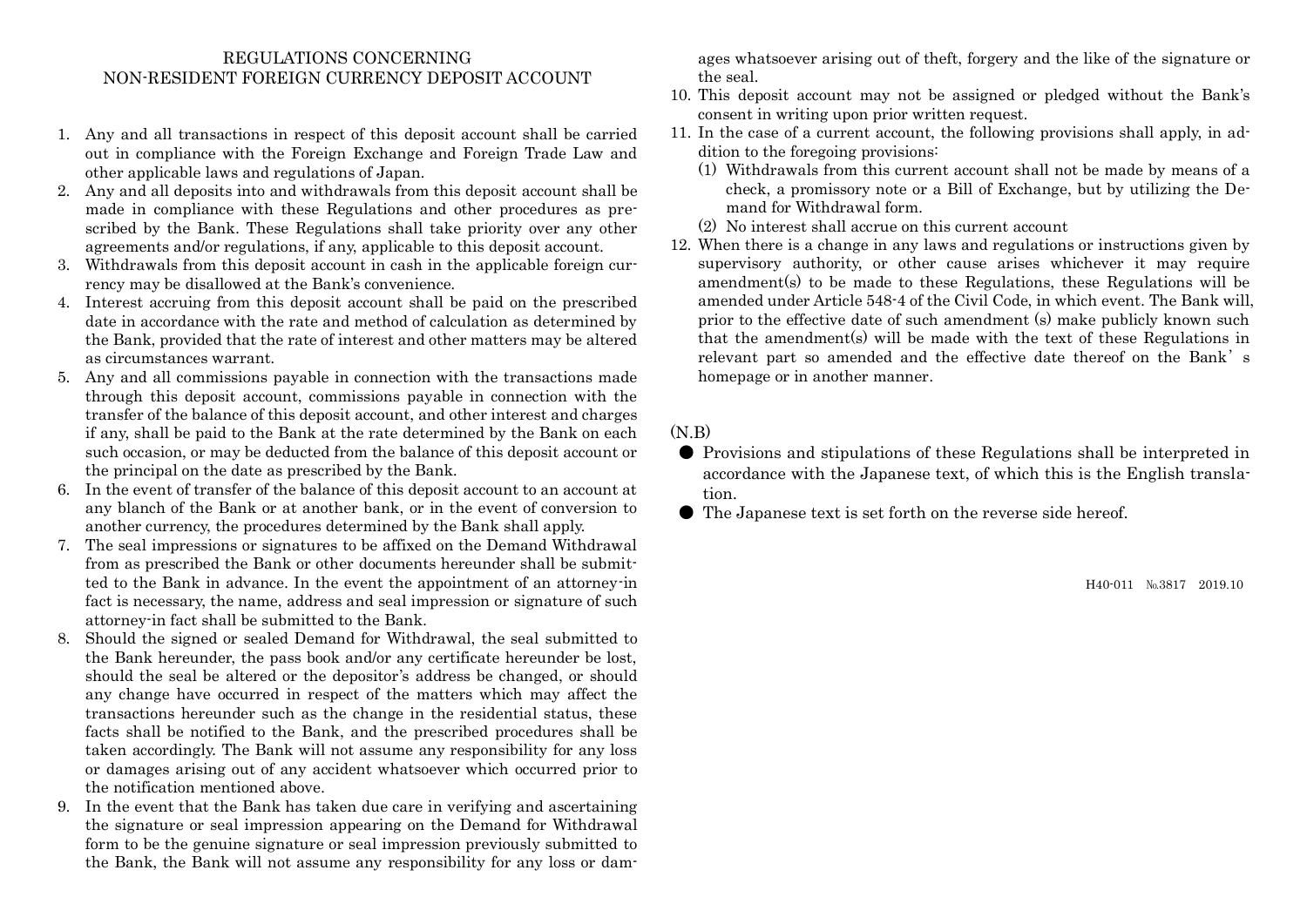# REGULATIONS CONCERNING NON-RESIDENT FOREIGN CURRENCY DEPOSIT ACCOUNT

1. Any and all transactions in respect of this deposit account shall be carried out in compliance with the Foreign Exchange and Foreign Trade Law and other applicable laws and regulations of Japan.
2. Any and all deposits into and withdrawals from this deposit account shall be made in compliance with these Regulations and other procedures as prescribed by the Bank. These Regulations shall take priority over any other agreements and/or regulations, if any, applicable to this deposit account.
3. Withdrawals from this deposit account in cash in the applicable foreign currency may be disallowed at the Bank's convenience.
4. Interest accruing from this deposit account shall be paid on the prescribed date in accordance with the rate and method of calculation as determined by the Bank, provided that the rate of interest and other matters may be altered as circumstances warrant.
5. Any and all commissions payable in connection with the transactions made through this deposit account, commissions payable in connection with the transfer of the balance of this deposit account, and other interest and charges if any, shall be paid to the Bank at the rate determined by the Bank on each such occasion, or may be deducted from the balance of this deposit account or the principal on the date as prescribed by the Bank.
6. In the event of transfer of the balance of this deposit account to an account at any blanch of the Bank or at another bank, or in the event of conversion to another currency, the procedures determined by the Bank shall apply.
7. The seal impressions or signatures to be affixed on the Demand Withdrawal from as prescribed the Bank or other documents hereunder shall be submitted to the Bank in advance. In the event the appointment of an attorney-in fact is necessary, the name, address and seal impression or signature of such attorney-in fact shall be submitted to the Bank.
8. Should the signed or sealed Demand for Withdrawal, the seal submitted to the Bank hereunder, the pass book and/or any certificate hereunder be lost, should the seal be altered or the depositor's address be changed, or should any change have occurred in respect of the matters which may affect the transactions hereunder such as the change in the residential status, these facts shall be notified to the Bank, and the prescribed procedures shall be taken accordingly. The Bank will not assume any responsibility for any loss or damages arising out of any accident whatsoever which occurred prior to the notification mentioned above.
9. In the event that the Bank has taken due care in verifying and ascertaining the signature or seal impression appearing on the Demand for Withdrawal form to be the genuine signature or seal impression previously submitted to the Bank, the Bank will not assume any responsibility for any loss or damages whatsoever arising out of theft, forgery and the like of the signature or the seal.
10. This deposit account may not be assigned or pledged without the Bank's consent in writing upon prior written request.
11. In the case of a current account, the following provisions shall apply, in addition to the foregoing provisions:
    (1) Withdrawals from this current account shall not be made by means of a check, a promissory note or a Bill of Exchange, but by utilizing the Demand for Withdrawal form.
    (2) No interest shall accrue on this current account
12. When there is a change in any laws and regulations or instructions given by supervisory authority, or other cause arises whichever it may require amendment(s) to be made to these Regulations, these Regulations will be amended under Article 548-4 of the Civil Code, in which event. The Bank will, prior to the effective date of such amendment (s) make publicly known such that the amendment(s) will be made with the text of these Regulations in relevant part so amended and the effective date thereof on the Bank' s homepage or in another manner.

(N.B)

- Provisions and stipulations of these Regulations shall be interpreted in accordance with the Japanese text, of which this is the English translation.
- The Japanese text is set forth on the reverse side hereof.

H40-011 №3817 2019.10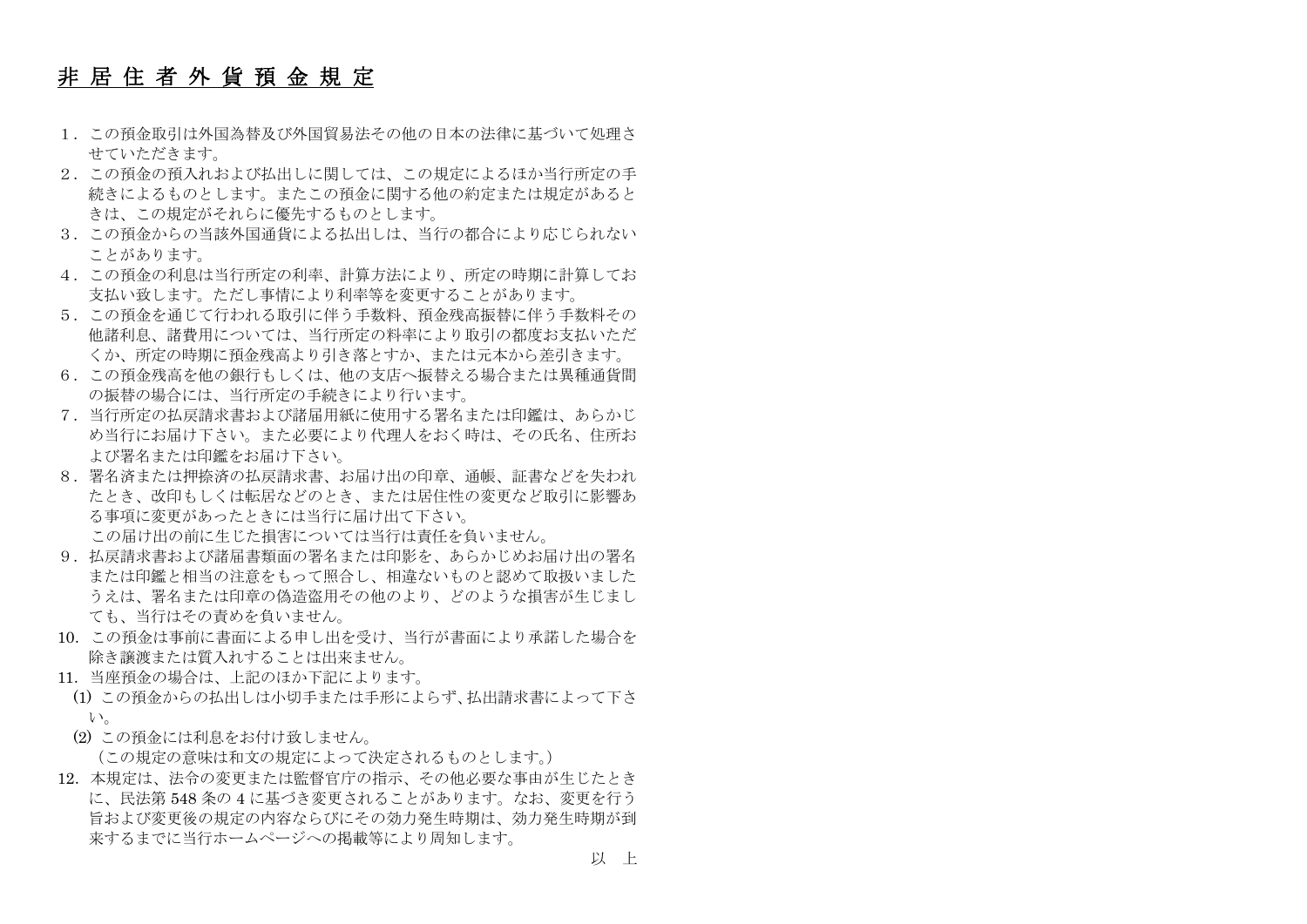# 非居住者外貨預金規定

1．この預金取引は外国為替及び外国貿易法その他の日本の法律に基づいて処理させていただきます。
2．この預金の預入れおよび払出しに関しては、この規定によるほか当行所定の手続きによるものとします。またこの預金に関する他の約定または規定があるときは、この規定がそれらに優先するものとします。
3．この預金からの当該外国通貨による払出しは、当行の都合により応じられないことがあります。
4．この預金の利息は当行所定の利率、計算方法により、所定の時期に計算してお支払い致します。ただし事情により利率等を変更することがあります。
5．この預金を通じて行われる取引に伴う手数料、預金残高振替に伴う手数料その他諸利息、諸費用については、当行所定の料率により取引の都度お支払いただくか、所定の時期に預金残高より引き落とすか、または元本から差引きます。
6．この預金残高を他の銀行もしくは、他の支店へ振替える場合または異種通貨間の振替の場合には、当行所定の手続きにより行います。
7．当行所定の払戻請求書および諸届用紙に使用する署名または印鑑は、あらかじめ当行にお届け下さい。また必要により代理人をおく時は、その氏名、住所および署名または印鑑をお届け下さい。
8．署名済または押捺済の払戻請求書、お届け出の印章、通帳、証書などを失われたとき、改印もしくは転居などのとき、または居住性の変更など取引に影響ある事項に変更があったときには当行に届け出て下さい。
この届け出の前に生じた損害については当行は責任を負いません。
9．払戻請求書および諸届書類面の署名または印影を、あらかじめお届け出の署名または印鑑と相当の注意をもって照合し、相違ないものと認めて取扱いましたうえは、署名または印章の偽造盗用その他のより、どのような損害が生じましても、当行はその責めを負いません。
10. この預金は事前に書面による申し出を受け、当行が書面により承諾した場合を除き譲渡または質入れすることは出来ません。
11. 当座預金の場合は、上記のほか下記によります。
(1) この預金からの払出しは小切手または手形によらず、払出請求書によって下さい。
(2) この預金には利息をお付け致しません。
（この規定の意味は和文の規定によって決定されるものとします。）
12. 本規定は、法令の変更または監督官庁の指示、その他必要な事由が生じたときに、民法第548条の4に基づき変更されることがあります。なお、変更を行う旨および変更後の規定の内容ならびにその効力発生時期は、効力発生時期が到来するまでに当行ホームページへの掲載等により周知します。

以　上